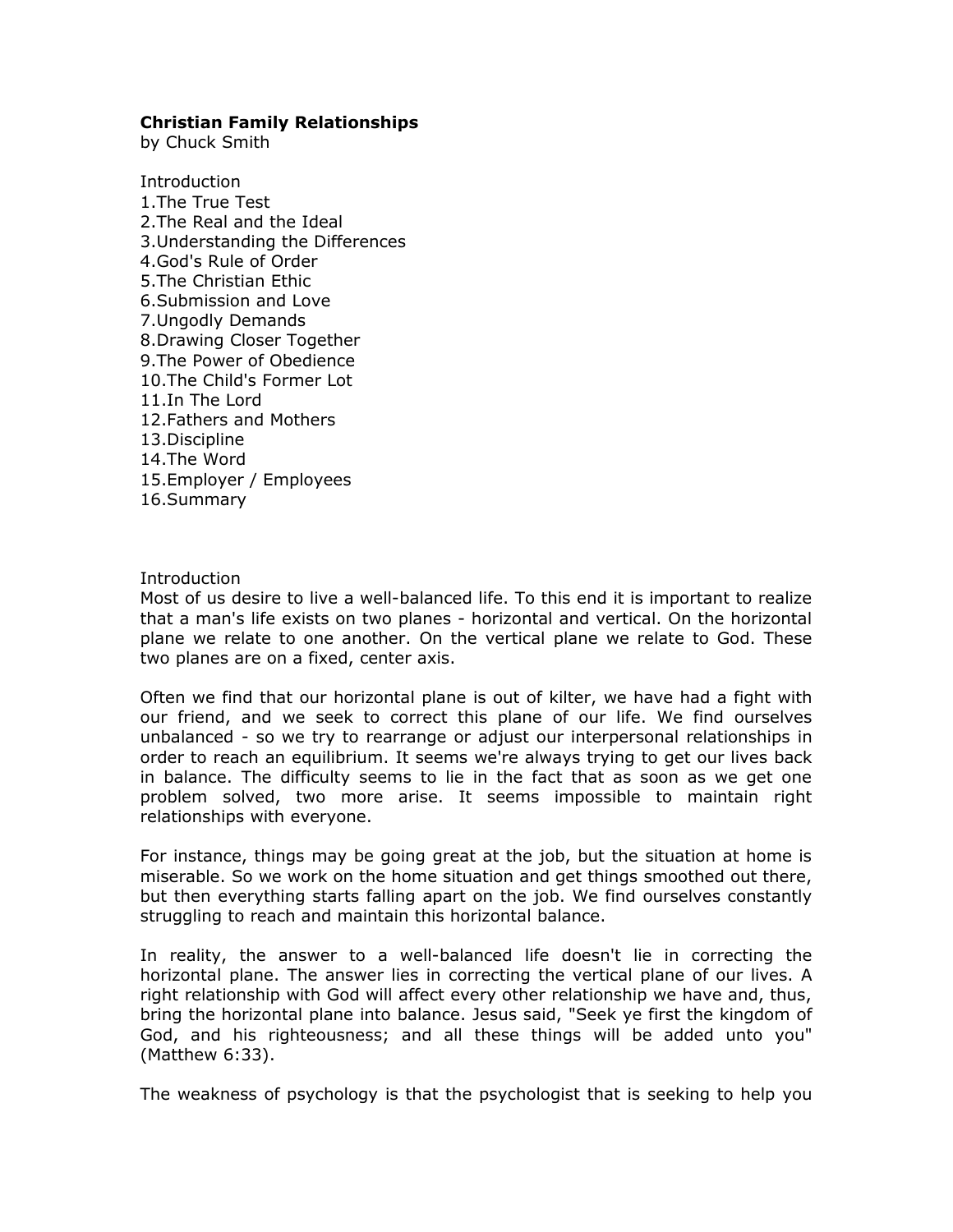**Christian Family Relationships**
by Chuck Smith

Introduction
1.The True Test
2.The Real and the Ideal
3.Understanding the Differences
4.God's Rule of Order
5.The Christian Ethic
6.Submission and Love
7.Ungodly Demands
8.Drawing Closer Together
9.The Power of Obedience
10.The Child's Former Lot
11.In The Lord
12.Fathers and Mothers
13.Discipline
14.The Word
15.Employer / Employees
16.Summary

Introduction
Most of us desire to live a well-balanced life. To this end it is important to realize that a man's life exists on two planes - horizontal and vertical. On the horizontal plane we relate to one another. On the vertical plane we relate to God. These two planes are on a fixed, center axis.

Often we find that our horizontal plane is out of kilter, we have had a fight with our friend, and we seek to correct this plane of our life. We find ourselves unbalanced - so we try to rearrange or adjust our interpersonal relationships in order to reach an equilibrium. It seems we're always trying to get our lives back in balance. The difficulty seems to lie in the fact that as soon as we get one problem solved, two more arise. It seems impossible to maintain right relationships with everyone.

For instance, things may be going great at the job, but the situation at home is miserable. So we work on the home situation and get things smoothed out there, but then everything starts falling apart on the job. We find ourselves constantly struggling to reach and maintain this horizontal balance.

In reality, the answer to a well-balanced life doesn't lie in correcting the horizontal plane. The answer lies in correcting the vertical plane of our lives. A right relationship with God will affect every other relationship we have and, thus, bring the horizontal plane into balance. Jesus said, "Seek ye first the kingdom of God, and his righteousness; and all these things will be added unto you" (Matthew 6:33).

The weakness of psychology is that the psychologist that is seeking to help you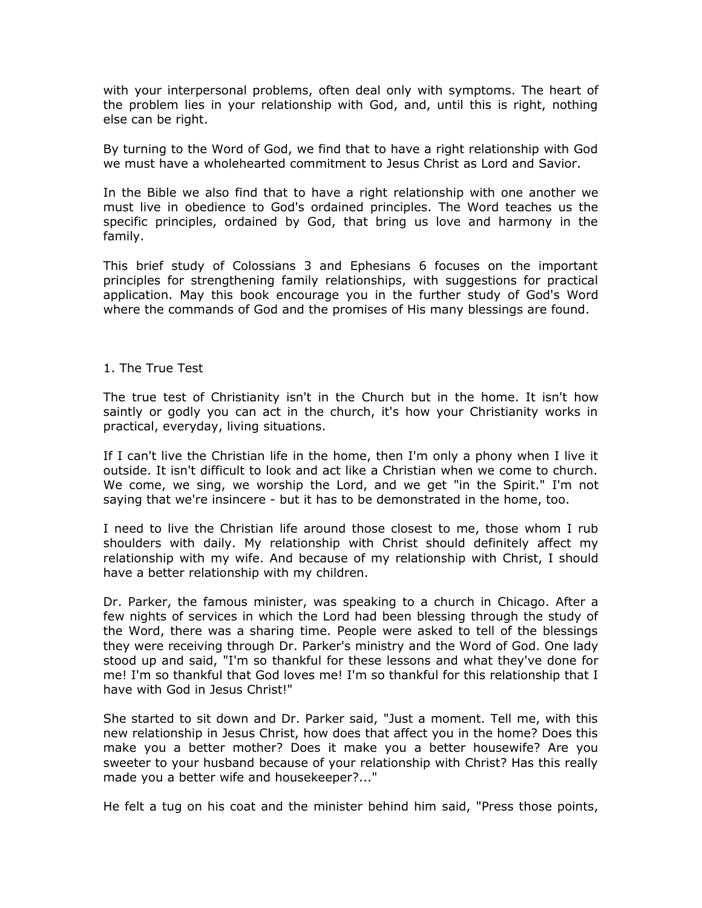with your interpersonal problems, often deal only with symptoms. The heart of the problem lies in your relationship with God, and, until this is right, nothing else can be right.

By turning to the Word of God, we find that to have a right relationship with God we must have a wholehearted commitment to Jesus Christ as Lord and Savior.

In the Bible we also find that to have a right relationship with one another we must live in obedience to God's ordained principles. The Word teaches us the specific principles, ordained by God, that bring us love and harmony in the family.

This brief study of Colossians 3 and Ephesians 6 focuses on the important principles for strengthening family relationships, with suggestions for practical application. May this book encourage you in the further study of God's Word where the commands of God and the promises of His many blessings are found.

## 1. The True Test

The true test of Christianity isn't in the Church but in the home. It isn't how saintly or godly you can act in the church, it's how your Christianity works in practical, everyday, living situations.

If I can't live the Christian life in the home, then I'm only a phony when I live it outside. It isn't difficult to look and act like a Christian when we come to church. We come, we sing, we worship the Lord, and we get "in the Spirit." I'm not saying that we're insincere - but it has to be demonstrated in the home, too.

I need to live the Christian life around those closest to me, those whom I rub shoulders with daily. My relationship with Christ should definitely affect my relationship with my wife. And because of my relationship with Christ, I should have a better relationship with my children.

Dr. Parker, the famous minister, was speaking to a church in Chicago. After a few nights of services in which the Lord had been blessing through the study of the Word, there was a sharing time. People were asked to tell of the blessings they were receiving through Dr. Parker's ministry and the Word of God. One lady stood up and said, "I'm so thankful for these lessons and what they've done for me! I'm so thankful that God loves me! I'm so thankful for this relationship that I have with God in Jesus Christ!"

She started to sit down and Dr. Parker said, "Just a moment. Tell me, with this new relationship in Jesus Christ, how does that affect you in the home? Does this make you a better mother? Does it make you a better housewife? Are you sweeter to your husband because of your relationship with Christ? Has this really made you a better wife and housekeeper?..."

He felt a tug on his coat and the minister behind him said, "Press those points,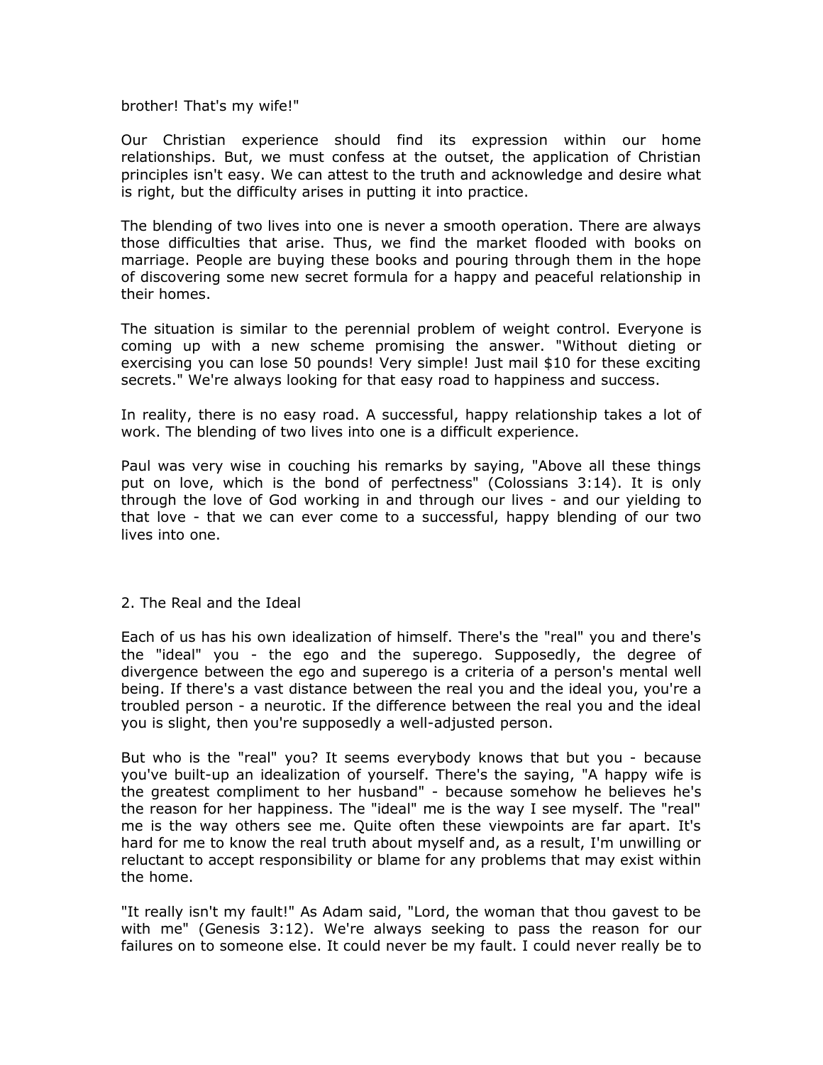brother! That's my wife!"

Our Christian experience should find its expression within our home relationships. But, we must confess at the outset, the application of Christian principles isn't easy. We can attest to the truth and acknowledge and desire what is right, but the difficulty arises in putting it into practice.

The blending of two lives into one is never a smooth operation. There are always those difficulties that arise. Thus, we find the market flooded with books on marriage. People are buying these books and pouring through them in the hope of discovering some new secret formula for a happy and peaceful relationship in their homes.

The situation is similar to the perennial problem of weight control. Everyone is coming up with a new scheme promising the answer. "Without dieting or exercising you can lose 50 pounds! Very simple! Just mail $10 for these exciting secrets." We're always looking for that easy road to happiness and success.

In reality, there is no easy road. A successful, happy relationship takes a lot of work. The blending of two lives into one is a difficult experience.

Paul was very wise in couching his remarks by saying, "Above all these things put on love, which is the bond of perfectness" (Colossians 3:14). It is only through the love of God working in and through our lives - and our yielding to that love - that we can ever come to a successful, happy blending of our two lives into one.

## 2. The Real and the Ideal

Each of us has his own idealization of himself. There's the "real" you and there's the "ideal" you - the ego and the superego. Supposedly, the degree of divergence between the ego and superego is a criteria of a person's mental well being. If there's a vast distance between the real you and the ideal you, you're a troubled person - a neurotic. If the difference between the real you and the ideal you is slight, then you're supposedly a well-adjusted person.

But who is the "real" you? It seems everybody knows that but you - because you've built-up an idealization of yourself. There's the saying, "A happy wife is the greatest compliment to her husband" - because somehow he believes he's the reason for her happiness. The "ideal" me is the way I see myself. The "real" me is the way others see me. Quite often these viewpoints are far apart. It's hard for me to know the real truth about myself and, as a result, I'm unwilling or reluctant to accept responsibility or blame for any problems that may exist within the home.

"It really isn't my fault!" As Adam said, "Lord, the woman that thou gavest to be with me" (Genesis 3:12). We're always seeking to pass the reason for our failures on to someone else. It could never be my fault. I could never really be to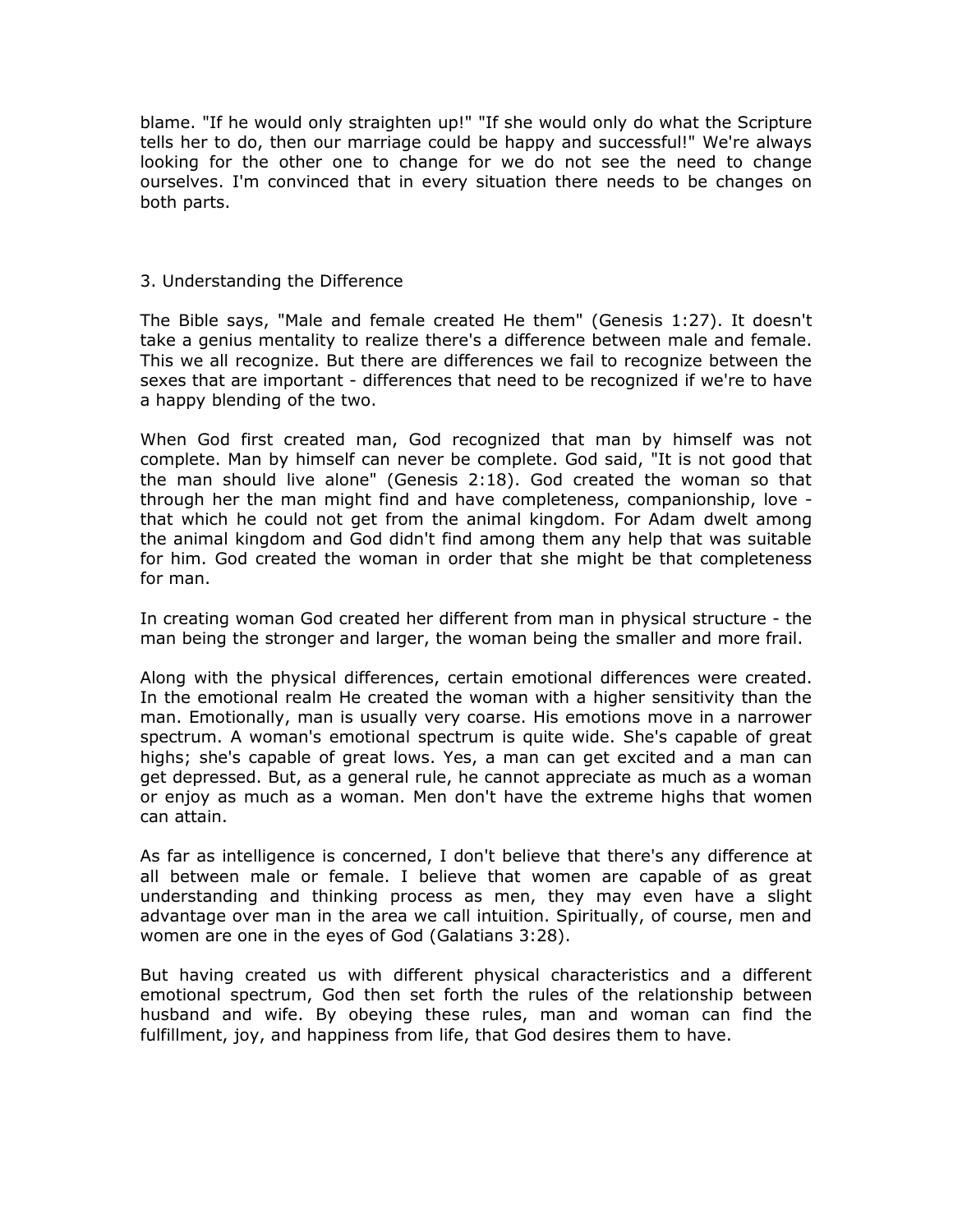blame. "If he would only straighten up!" "If she would only do what the Scripture tells her to do, then our marriage could be happy and successful!" We're always looking for the other one to change for we do not see the need to change ourselves. I'm convinced that in every situation there needs to be changes on both parts.

## 3. Understanding the Difference

The Bible says, "Male and female created He them" (Genesis 1:27). It doesn't take a genius mentality to realize there's a difference between male and female. This we all recognize. But there are differences we fail to recognize between the sexes that are important - differences that need to be recognized if we're to have a happy blending of the two.

When God first created man, God recognized that man by himself was not complete. Man by himself can never be complete. God said, "It is not good that the man should live alone" (Genesis 2:18). God created the woman so that through her the man might find and have completeness, companionship, love - that which he could not get from the animal kingdom. For Adam dwelt among the animal kingdom and God didn't find among them any help that was suitable for him. God created the woman in order that she might be that completeness for man.

In creating woman God created her different from man in physical structure - the man being the stronger and larger, the woman being the smaller and more frail.

Along with the physical differences, certain emotional differences were created. In the emotional realm He created the woman with a higher sensitivity than the man. Emotionally, man is usually very coarse. His emotions move in a narrower spectrum. A woman's emotional spectrum is quite wide. She's capable of great highs; she's capable of great lows. Yes, a man can get excited and a man can get depressed. But, as a general rule, he cannot appreciate as much as a woman or enjoy as much as a woman. Men don't have the extreme highs that women can attain.

As far as intelligence is concerned, I don't believe that there's any difference at all between male or female. I believe that women are capable of as great understanding and thinking process as men, they may even have a slight advantage over man in the area we call intuition. Spiritually, of course, men and women are one in the eyes of God (Galatians 3:28).

But having created us with different physical characteristics and a different emotional spectrum, God then set forth the rules of the relationship between husband and wife. By obeying these rules, man and woman can find the fulfillment, joy, and happiness from life, that God desires them to have.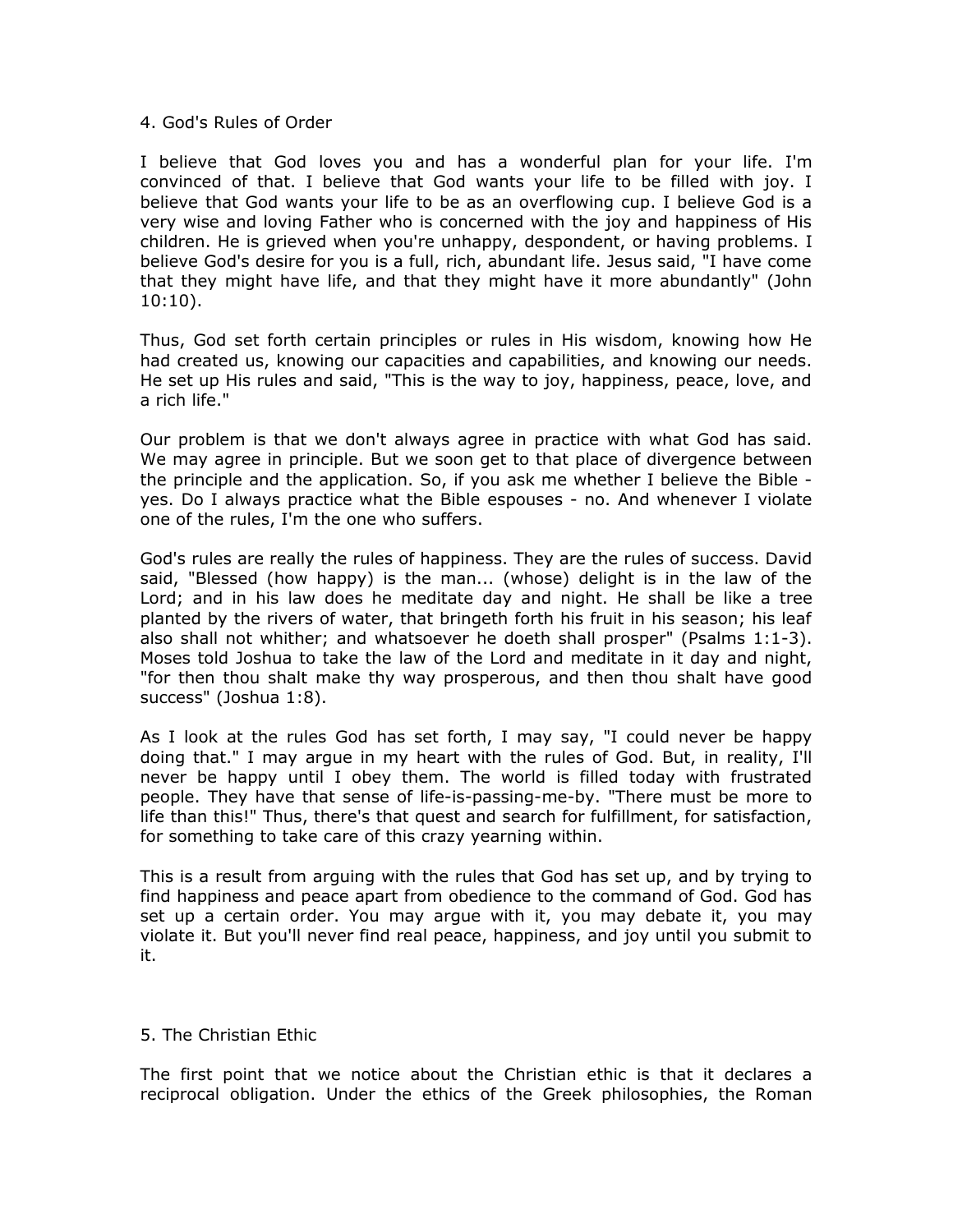## 4. God's Rules of Order

I believe that God loves you and has a wonderful plan for your life. I'm convinced of that. I believe that God wants your life to be filled with joy. I believe that God wants your life to be as an overflowing cup. I believe God is a very wise and loving Father who is concerned with the joy and happiness of His children. He is grieved when you're unhappy, despondent, or having problems. I believe God's desire for you is a full, rich, abundant life. Jesus said, "I have come that they might have life, and that they might have it more abundantly" (John 10:10).

Thus, God set forth certain principles or rules in His wisdom, knowing how He had created us, knowing our capacities and capabilities, and knowing our needs. He set up His rules and said, "This is the way to joy, happiness, peace, love, and a rich life."

Our problem is that we don't always agree in practice with what God has said. We may agree in principle. But we soon get to that place of divergence between the principle and the application. So, if you ask me whether I believe the Bible - yes. Do I always practice what the Bible espouses - no. And whenever I violate one of the rules, I'm the one who suffers.

God's rules are really the rules of happiness. They are the rules of success. David said, "Blessed (how happy) is the man... (whose) delight is in the law of the Lord; and in his law does he meditate day and night. He shall be like a tree planted by the rivers of water, that bringeth forth his fruit in his season; his leaf also shall not whither; and whatsoever he doeth shall prosper" (Psalms 1:1-3). Moses told Joshua to take the law of the Lord and meditate in it day and night, "for then thou shalt make thy way prosperous, and then thou shalt have good success" (Joshua 1:8).

As I look at the rules God has set forth, I may say, "I could never be happy doing that." I may argue in my heart with the rules of God. But, in reality, I'll never be happy until I obey them. The world is filled today with frustrated people. They have that sense of life-is-passing-me-by. "There must be more to life than this!" Thus, there's that quest and search for fulfillment, for satisfaction, for something to take care of this crazy yearning within.

This is a result from arguing with the rules that God has set up, and by trying to find happiness and peace apart from obedience to the command of God. God has set up a certain order. You may argue with it, you may debate it, you may violate it. But you'll never find real peace, happiness, and joy until you submit to it.

## 5. The Christian Ethic

The first point that we notice about the Christian ethic is that it declares a reciprocal obligation. Under the ethics of the Greek philosophies, the Roman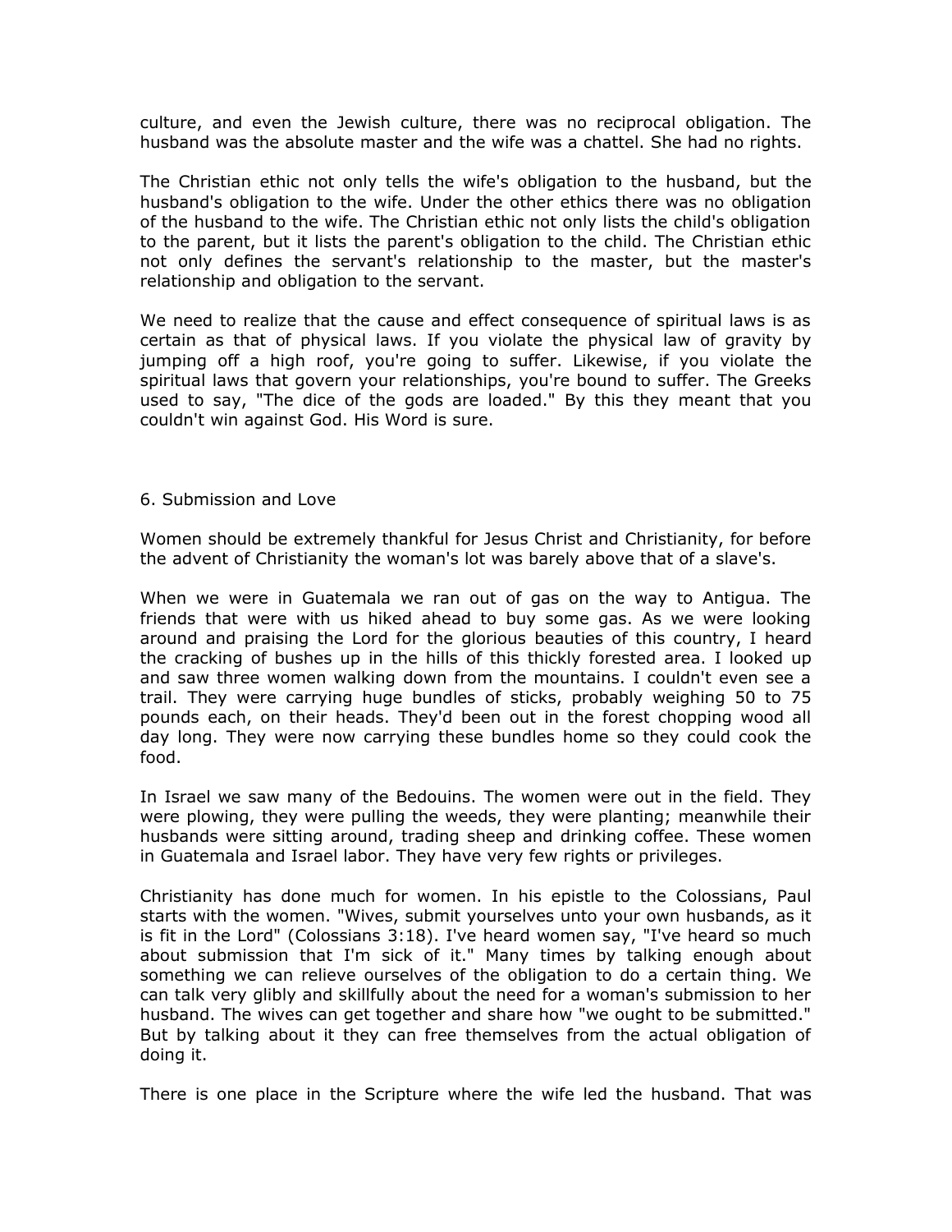culture, and even the Jewish culture, there was no reciprocal obligation. The husband was the absolute master and the wife was a chattel. She had no rights.

The Christian ethic not only tells the wife's obligation to the husband, but the husband's obligation to the wife. Under the other ethics there was no obligation of the husband to the wife. The Christian ethic not only lists the child's obligation to the parent, but it lists the parent's obligation to the child. The Christian ethic not only defines the servant's relationship to the master, but the master's relationship and obligation to the servant.

We need to realize that the cause and effect consequence of spiritual laws is as certain as that of physical laws. If you violate the physical law of gravity by jumping off a high roof, you're going to suffer. Likewise, if you violate the spiritual laws that govern your relationships, you're bound to suffer. The Greeks used to say, "The dice of the gods are loaded." By this they meant that you couldn't win against God. His Word is sure.

## 6. Submission and Love

Women should be extremely thankful for Jesus Christ and Christianity, for before the advent of Christianity the woman's lot was barely above that of a slave's.

When we were in Guatemala we ran out of gas on the way to Antigua. The friends that were with us hiked ahead to buy some gas. As we were looking around and praising the Lord for the glorious beauties of this country, I heard the cracking of bushes up in the hills of this thickly forested area. I looked up and saw three women walking down from the mountains. I couldn't even see a trail. They were carrying huge bundles of sticks, probably weighing 50 to 75 pounds each, on their heads. They'd been out in the forest chopping wood all day long. They were now carrying these bundles home so they could cook the food.

In Israel we saw many of the Bedouins. The women were out in the field. They were plowing, they were pulling the weeds, they were planting; meanwhile their husbands were sitting around, trading sheep and drinking coffee. These women in Guatemala and Israel labor. They have very few rights or privileges.

Christianity has done much for women. In his epistle to the Colossians, Paul starts with the women. "Wives, submit yourselves unto your own husbands, as it is fit in the Lord" (Colossians 3:18). I've heard women say, "I've heard so much about submission that I'm sick of it." Many times by talking enough about something we can relieve ourselves of the obligation to do a certain thing. We can talk very glibly and skillfully about the need for a woman's submission to her husband. The wives can get together and share how "we ought to be submitted." But by talking about it they can free themselves from the actual obligation of doing it.

There is one place in the Scripture where the wife led the husband. That was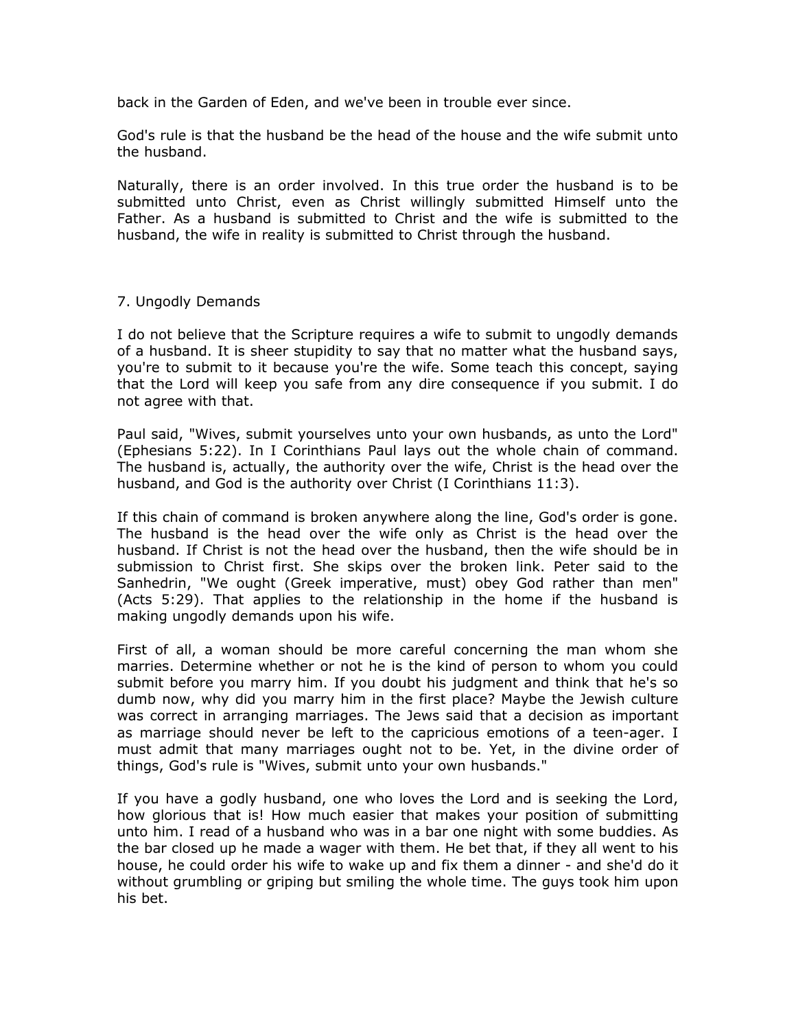back in the Garden of Eden, and we've been in trouble ever since.

God's rule is that the husband be the head of the house and the wife submit unto the husband.

Naturally, there is an order involved. In this true order the husband is to be submitted unto Christ, even as Christ willingly submitted Himself unto the Father. As a husband is submitted to Christ and the wife is submitted to the husband, the wife in reality is submitted to Christ through the husband.

## 7. Ungodly Demands

I do not believe that the Scripture requires a wife to submit to ungodly demands of a husband. It is sheer stupidity to say that no matter what the husband says, you're to submit to it because you're the wife. Some teach this concept, saying that the Lord will keep you safe from any dire consequence if you submit. I do not agree with that.

Paul said, "Wives, submit yourselves unto your own husbands, as unto the Lord" (Ephesians 5:22). In I Corinthians Paul lays out the whole chain of command. The husband is, actually, the authority over the wife, Christ is the head over the husband, and God is the authority over Christ (I Corinthians 11:3).

If this chain of command is broken anywhere along the line, God's order is gone. The husband is the head over the wife only as Christ is the head over the husband. If Christ is not the head over the husband, then the wife should be in submission to Christ first. She skips over the broken link. Peter said to the Sanhedrin, "We ought (Greek imperative, must) obey God rather than men" (Acts 5:29). That applies to the relationship in the home if the husband is making ungodly demands upon his wife.

First of all, a woman should be more careful concerning the man whom she marries. Determine whether or not he is the kind of person to whom you could submit before you marry him. If you doubt his judgment and think that he's so dumb now, why did you marry him in the first place? Maybe the Jewish culture was correct in arranging marriages. The Jews said that a decision as important as marriage should never be left to the capricious emotions of a teen-ager. I must admit that many marriages ought not to be. Yet, in the divine order of things, God's rule is "Wives, submit unto your own husbands."

If you have a godly husband, one who loves the Lord and is seeking the Lord, how glorious that is! How much easier that makes your position of submitting unto him. I read of a husband who was in a bar one night with some buddies. As the bar closed up he made a wager with them. He bet that, if they all went to his house, he could order his wife to wake up and fix them a dinner - and she'd do it without grumbling or griping but smiling the whole time. The guys took him upon his bet.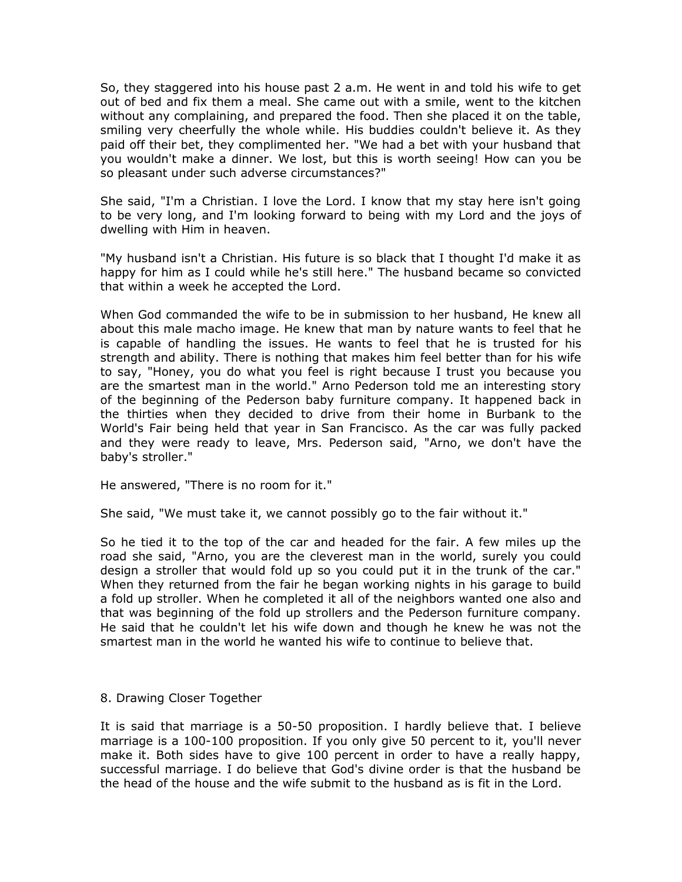So, they staggered into his house past 2 a.m. He went in and told his wife to get out of bed and fix them a meal. She came out with a smile, went to the kitchen without any complaining, and prepared the food. Then she placed it on the table, smiling very cheerfully the whole while. His buddies couldn't believe it. As they paid off their bet, they complimented her. "We had a bet with your husband that you wouldn't make a dinner. We lost, but this is worth seeing! How can you be so pleasant under such adverse circumstances?"

She said, "I'm a Christian. I love the Lord. I know that my stay here isn't going to be very long, and I'm looking forward to being with my Lord and the joys of dwelling with Him in heaven.

"My husband isn't a Christian. His future is so black that I thought I'd make it as happy for him as I could while he's still here." The husband became so convicted that within a week he accepted the Lord.

When God commanded the wife to be in submission to her husband, He knew all about this male macho image. He knew that man by nature wants to feel that he is capable of handling the issues. He wants to feel that he is trusted for his strength and ability. There is nothing that makes him feel better than for his wife to say, "Honey, you do what you feel is right because I trust you because you are the smartest man in the world." Arno Pederson told me an interesting story of the beginning of the Pederson baby furniture company. It happened back in the thirties when they decided to drive from their home in Burbank to the World's Fair being held that year in San Francisco. As the car was fully packed and they were ready to leave, Mrs. Pederson said, "Arno, we don't have the baby's stroller."

He answered, "There is no room for it."

She said, "We must take it, we cannot possibly go to the fair without it."

So he tied it to the top of the car and headed for the fair. A few miles up the road she said, "Arno, you are the cleverest man in the world, surely you could design a stroller that would fold up so you could put it in the trunk of the car." When they returned from the fair he began working nights in his garage to build a fold up stroller. When he completed it all of the neighbors wanted one also and that was beginning of the fold up strollers and the Pederson furniture company. He said that he couldn't let his wife down and though he knew he was not the smartest man in the world he wanted his wife to continue to believe that.

## 8. Drawing Closer Together

It is said that marriage is a 50-50 proposition. I hardly believe that. I believe marriage is a 100-100 proposition. If you only give 50 percent to it, you'll never make it. Both sides have to give 100 percent in order to have a really happy, successful marriage. I do believe that God's divine order is that the husband be the head of the house and the wife submit to the husband as is fit in the Lord.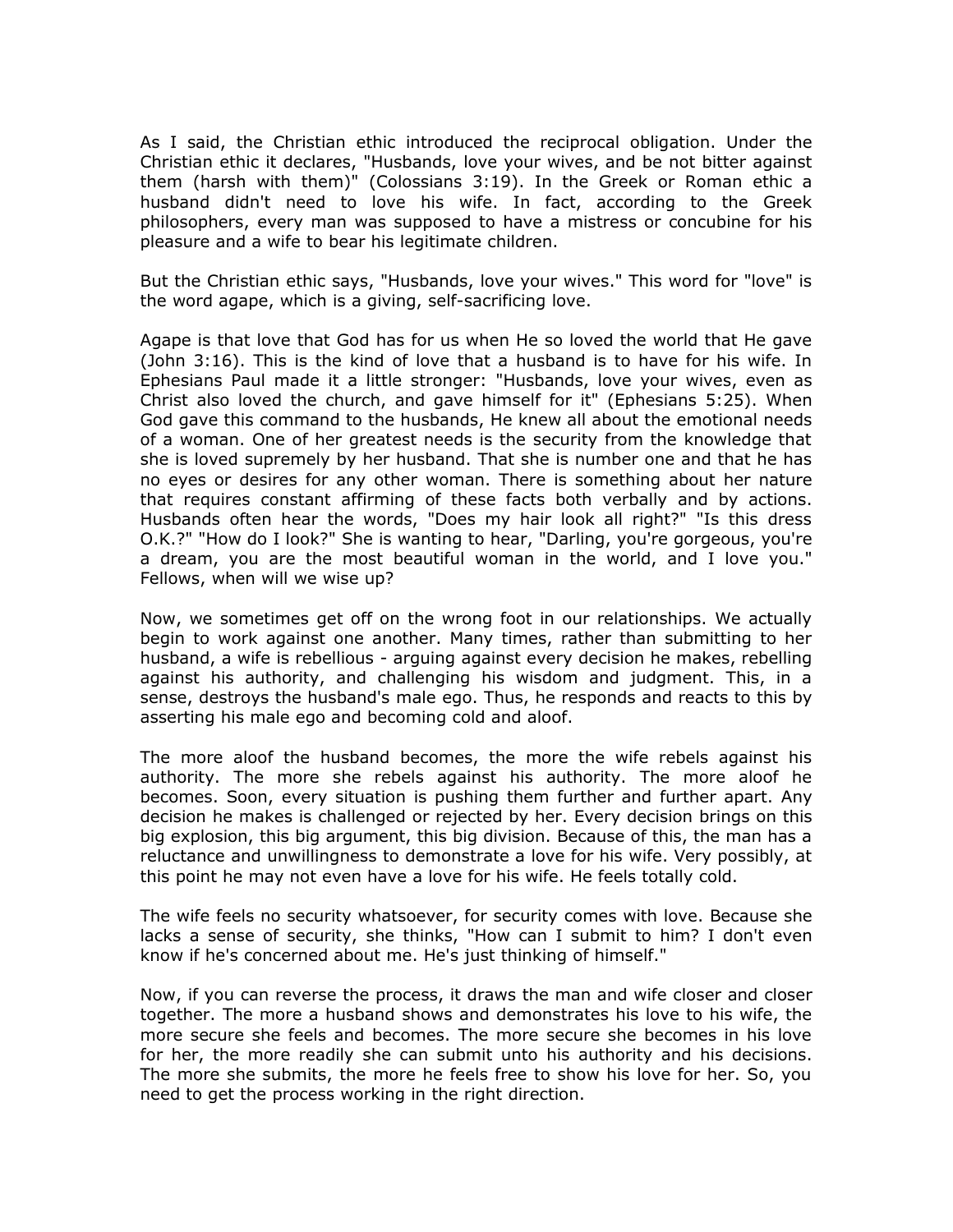As I said, the Christian ethic introduced the reciprocal obligation. Under the Christian ethic it declares, "Husbands, love your wives, and be not bitter against them (harsh with them)" (Colossians 3:19). In the Greek or Roman ethic a husband didn't need to love his wife. In fact, according to the Greek philosophers, every man was supposed to have a mistress or concubine for his pleasure and a wife to bear his legitimate children.

But the Christian ethic says, "Husbands, love your wives." This word for "love" is the word agape, which is a giving, self-sacrificing love.

Agape is that love that God has for us when He so loved the world that He gave (John 3:16). This is the kind of love that a husband is to have for his wife. In Ephesians Paul made it a little stronger: "Husbands, love your wives, even as Christ also loved the church, and gave himself for it" (Ephesians 5:25). When God gave this command to the husbands, He knew all about the emotional needs of a woman. One of her greatest needs is the security from the knowledge that she is loved supremely by her husband. That she is number one and that he has no eyes or desires for any other woman. There is something about her nature that requires constant affirming of these facts both verbally and by actions. Husbands often hear the words, "Does my hair look all right?" "Is this dress O.K.?" "How do I look?" She is wanting to hear, "Darling, you're gorgeous, you're a dream, you are the most beautiful woman in the world, and I love you." Fellows, when will we wise up?

Now, we sometimes get off on the wrong foot in our relationships. We actually begin to work against one another. Many times, rather than submitting to her husband, a wife is rebellious - arguing against every decision he makes, rebelling against his authority, and challenging his wisdom and judgment. This, in a sense, destroys the husband's male ego. Thus, he responds and reacts to this by asserting his male ego and becoming cold and aloof.

The more aloof the husband becomes, the more the wife rebels against his authority. The more she rebels against his authority. The more aloof he becomes. Soon, every situation is pushing them further and further apart. Any decision he makes is challenged or rejected by her. Every decision brings on this big explosion, this big argument, this big division. Because of this, the man has a reluctance and unwillingness to demonstrate a love for his wife. Very possibly, at this point he may not even have a love for his wife. He feels totally cold.

The wife feels no security whatsoever, for security comes with love. Because she lacks a sense of security, she thinks, "How can I submit to him? I don't even know if he's concerned about me. He's just thinking of himself."

Now, if you can reverse the process, it draws the man and wife closer and closer together. The more a husband shows and demonstrates his love to his wife, the more secure she feels and becomes. The more secure she becomes in his love for her, the more readily she can submit unto his authority and his decisions. The more she submits, the more he feels free to show his love for her. So, you need to get the process working in the right direction.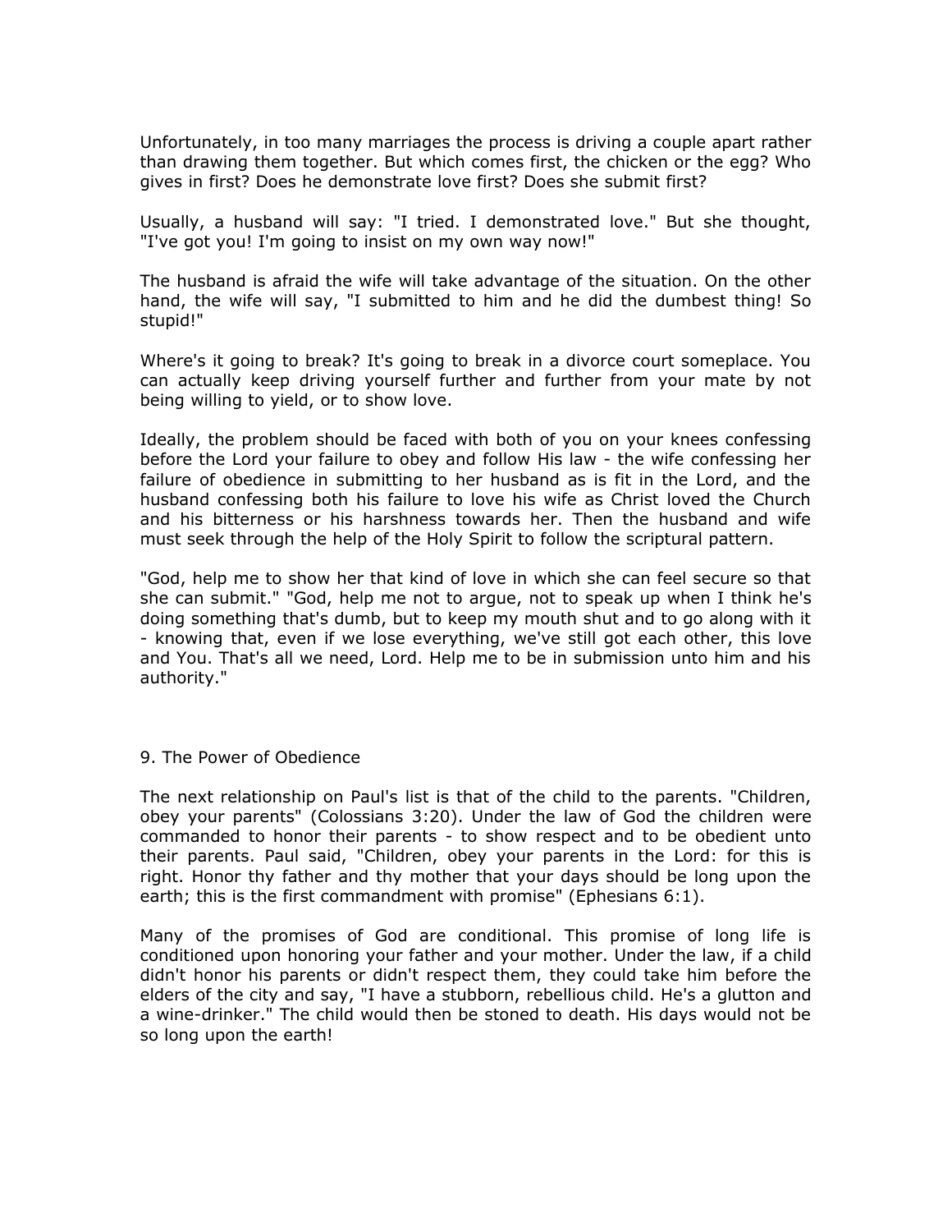Unfortunately, in too many marriages the process is driving a couple apart rather than drawing them together. But which comes first, the chicken or the egg? Who gives in first? Does he demonstrate love first? Does she submit first?

Usually, a husband will say: "I tried. I demonstrated love." But she thought, "I've got you! I'm going to insist on my own way now!"

The husband is afraid the wife will take advantage of the situation. On the other hand, the wife will say, "I submitted to him and he did the dumbest thing! So stupid!"

Where's it going to break? It's going to break in a divorce court someplace. You can actually keep driving yourself further and further from your mate by not being willing to yield, or to show love.

Ideally, the problem should be faced with both of you on your knees confessing before the Lord your failure to obey and follow His law - the wife confessing her failure of obedience in submitting to her husband as is fit in the Lord, and the husband confessing both his failure to love his wife as Christ loved the Church and his bitterness or his harshness towards her. Then the husband and wife must seek through the help of the Holy Spirit to follow the scriptural pattern.

"God, help me to show her that kind of love in which she can feel secure so that she can submit." "God, help me not to argue, not to speak up when I think he's doing something that's dumb, but to keep my mouth shut and to go along with it - knowing that, even if we lose everything, we've still got each other, this love and You. That's all we need, Lord. Help me to be in submission unto him and his authority."

## 9. The Power of Obedience

The next relationship on Paul's list is that of the child to the parents. "Children, obey your parents" (Colossians 3:20). Under the law of God the children were commanded to honor their parents - to show respect and to be obedient unto their parents. Paul said, "Children, obey your parents in the Lord: for this is right. Honor thy father and thy mother that your days should be long upon the earth; this is the first commandment with promise" (Ephesians 6:1).

Many of the promises of God are conditional. This promise of long life is conditioned upon honoring your father and your mother. Under the law, if a child didn't honor his parents or didn't respect them, they could take him before the elders of the city and say, "I have a stubborn, rebellious child. He's a glutton and a wine-drinker." The child would then be stoned to death. His days would not be so long upon the earth!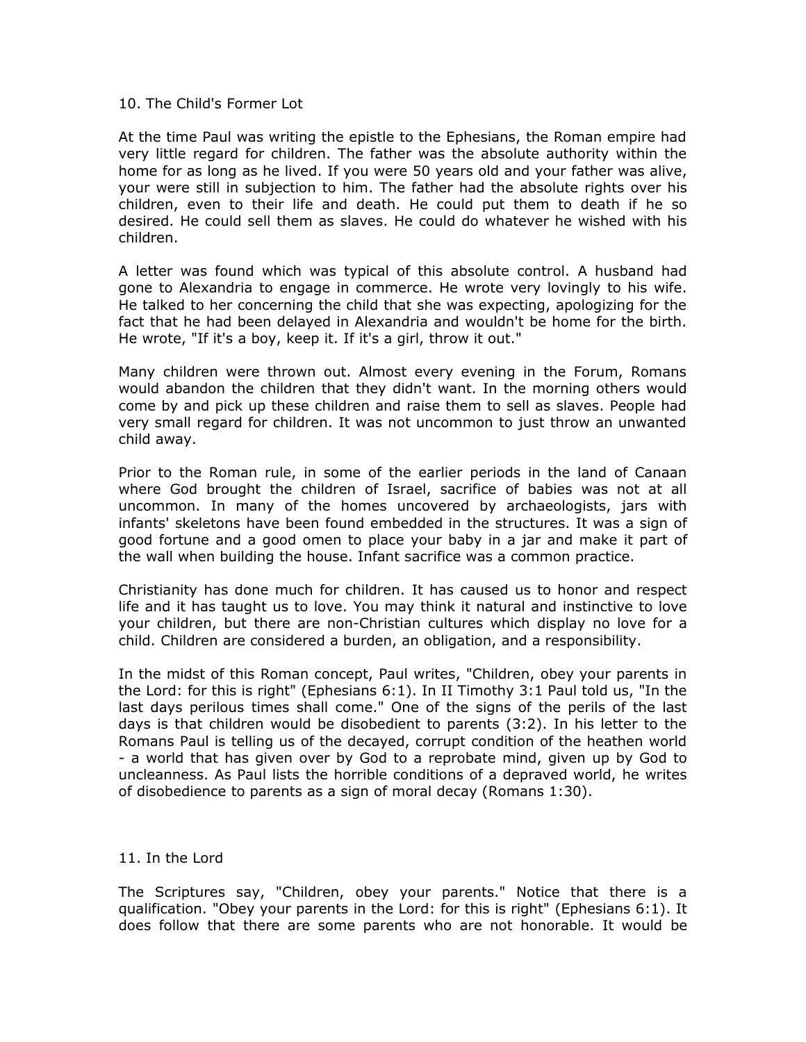## 10. The Child's Former Lot

At the time Paul was writing the epistle to the Ephesians, the Roman empire had very little regard for children. The father was the absolute authority within the home for as long as he lived. If you were 50 years old and your father was alive, your were still in subjection to him. The father had the absolute rights over his children, even to their life and death. He could put them to death if he so desired. He could sell them as slaves. He could do whatever he wished with his children.

A letter was found which was typical of this absolute control. A husband had gone to Alexandria to engage in commerce. He wrote very lovingly to his wife. He talked to her concerning the child that she was expecting, apologizing for the fact that he had been delayed in Alexandria and wouldn't be home for the birth. He wrote, "If it's a boy, keep it. If it's a girl, throw it out."

Many children were thrown out. Almost every evening in the Forum, Romans would abandon the children that they didn't want. In the morning others would come by and pick up these children and raise them to sell as slaves. People had very small regard for children. It was not uncommon to just throw an unwanted child away.

Prior to the Roman rule, in some of the earlier periods in the land of Canaan where God brought the children of Israel, sacrifice of babies was not at all uncommon. In many of the homes uncovered by archaeologists, jars with infants' skeletons have been found embedded in the structures. It was a sign of good fortune and a good omen to place your baby in a jar and make it part of the wall when building the house. Infant sacrifice was a common practice.

Christianity has done much for children. It has caused us to honor and respect life and it has taught us to love. You may think it natural and instinctive to love your children, but there are non-Christian cultures which display no love for a child. Children are considered a burden, an obligation, and a responsibility.

In the midst of this Roman concept, Paul writes, "Children, obey your parents in the Lord: for this is right" (Ephesians 6:1). In II Timothy 3:1 Paul told us, "In the last days perilous times shall come." One of the signs of the perils of the last days is that children would be disobedient to parents (3:2). In his letter to the Romans Paul is telling us of the decayed, corrupt condition of the heathen world - a world that has given over by God to a reprobate mind, given up by God to uncleanness. As Paul lists the horrible conditions of a depraved world, he writes of disobedience to parents as a sign of moral decay (Romans 1:30).

## 11. In the Lord

The Scriptures say, "Children, obey your parents." Notice that there is a qualification. "Obey your parents in the Lord: for this is right" (Ephesians 6:1). It does follow that there are some parents who are not honorable. It would be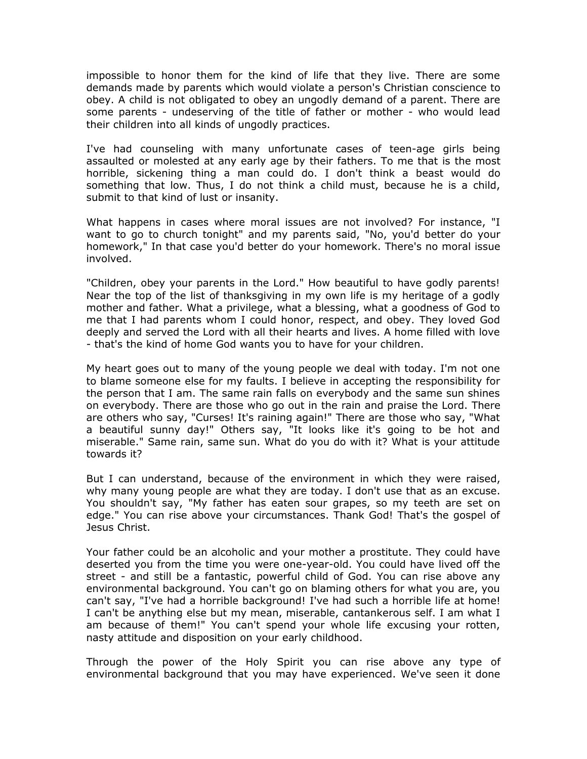impossible to honor them for the kind of life that they live. There are some demands made by parents which would violate a person's Christian conscience to obey. A child is not obligated to obey an ungodly demand of a parent. There are some parents - undeserving of the title of father or mother - who would lead their children into all kinds of ungodly practices.

I've had counseling with many unfortunate cases of teen-age girls being assaulted or molested at any early age by their fathers. To me that is the most horrible, sickening thing a man could do. I don't think a beast would do something that low. Thus, I do not think a child must, because he is a child, submit to that kind of lust or insanity.

What happens in cases where moral issues are not involved? For instance, "I want to go to church tonight" and my parents said, "No, you'd better do your homework," In that case you'd better do your homework. There's no moral issue involved.

"Children, obey your parents in the Lord." How beautiful to have godly parents! Near the top of the list of thanksgiving in my own life is my heritage of a godly mother and father. What a privilege, what a blessing, what a goodness of God to me that I had parents whom I could honor, respect, and obey. They loved God deeply and served the Lord with all their hearts and lives. A home filled with love - that's the kind of home God wants you to have for your children.

My heart goes out to many of the young people we deal with today. I'm not one to blame someone else for my faults. I believe in accepting the responsibility for the person that I am. The same rain falls on everybody and the same sun shines on everybody. There are those who go out in the rain and praise the Lord. There are others who say, "Curses! It's raining again!" There are those who say, "What a beautiful sunny day!" Others say, "It looks like it's going to be hot and miserable." Same rain, same sun. What do you do with it? What is your attitude towards it?

But I can understand, because of the environment in which they were raised, why many young people are what they are today. I don't use that as an excuse. You shouldn't say, "My father has eaten sour grapes, so my teeth are set on edge." You can rise above your circumstances. Thank God! That's the gospel of Jesus Christ.

Your father could be an alcoholic and your mother a prostitute. They could have deserted you from the time you were one-year-old. You could have lived off the street - and still be a fantastic, powerful child of God. You can rise above any environmental background. You can't go on blaming others for what you are, you can't say, "I've had a horrible background! I've had such a horrible life at home! I can't be anything else but my mean, miserable, cantankerous self. I am what I am because of them!" You can't spend your whole life excusing your rotten, nasty attitude and disposition on your early childhood.

Through the power of the Holy Spirit you can rise above any type of environmental background that you may have experienced. We've seen it done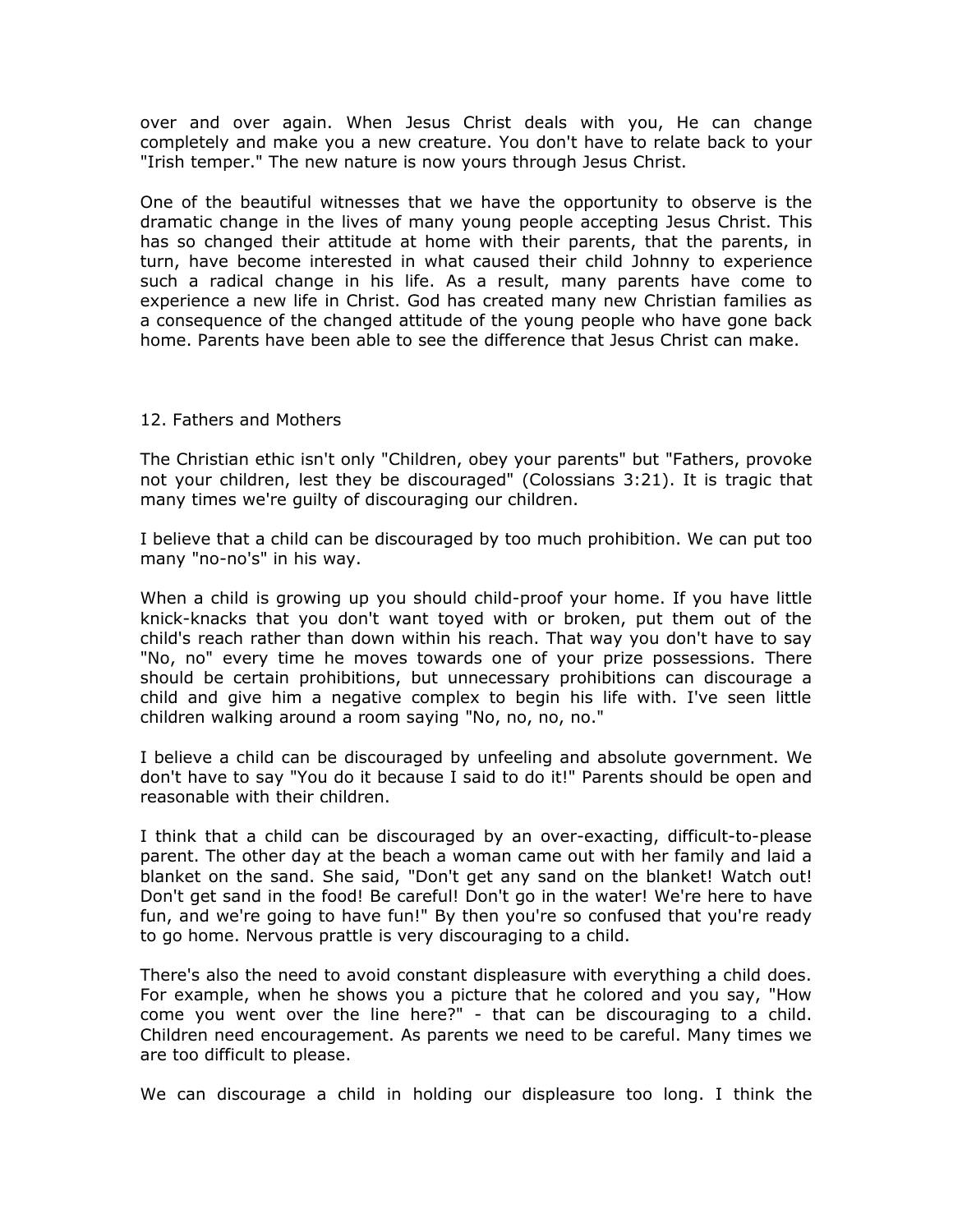over and over again. When Jesus Christ deals with you, He can change completely and make you a new creature. You don't have to relate back to your "Irish temper." The new nature is now yours through Jesus Christ.

One of the beautiful witnesses that we have the opportunity to observe is the dramatic change in the lives of many young people accepting Jesus Christ. This has so changed their attitude at home with their parents, that the parents, in turn, have become interested in what caused their child Johnny to experience such a radical change in his life. As a result, many parents have come to experience a new life in Christ. God has created many new Christian families as a consequence of the changed attitude of the young people who have gone back home. Parents have been able to see the difference that Jesus Christ can make.

## 12. Fathers and Mothers

The Christian ethic isn't only "Children, obey your parents" but "Fathers, provoke not your children, lest they be discouraged" (Colossians 3:21). It is tragic that many times we're guilty of discouraging our children.

I believe that a child can be discouraged by too much prohibition. We can put too many "no-no's" in his way.

When a child is growing up you should child-proof your home. If you have little knick-knacks that you don't want toyed with or broken, put them out of the child's reach rather than down within his reach. That way you don't have to say "No, no" every time he moves towards one of your prize possessions. There should be certain prohibitions, but unnecessary prohibitions can discourage a child and give him a negative complex to begin his life with. I've seen little children walking around a room saying "No, no, no, no."

I believe a child can be discouraged by unfeeling and absolute government. We don't have to say "You do it because I said to do it!" Parents should be open and reasonable with their children.

I think that a child can be discouraged by an over-exacting, difficult-to-please parent. The other day at the beach a woman came out with her family and laid a blanket on the sand. She said, "Don't get any sand on the blanket! Watch out! Don't get sand in the food! Be careful! Don't go in the water! We're here to have fun, and we're going to have fun!" By then you're so confused that you're ready to go home. Nervous prattle is very discouraging to a child.

There's also the need to avoid constant displeasure with everything a child does. For example, when he shows you a picture that he colored and you say, "How come you went over the line here?" - that can be discouraging to a child. Children need encouragement. As parents we need to be careful. Many times we are too difficult to please.

We can discourage a child in holding our displeasure too long. I think the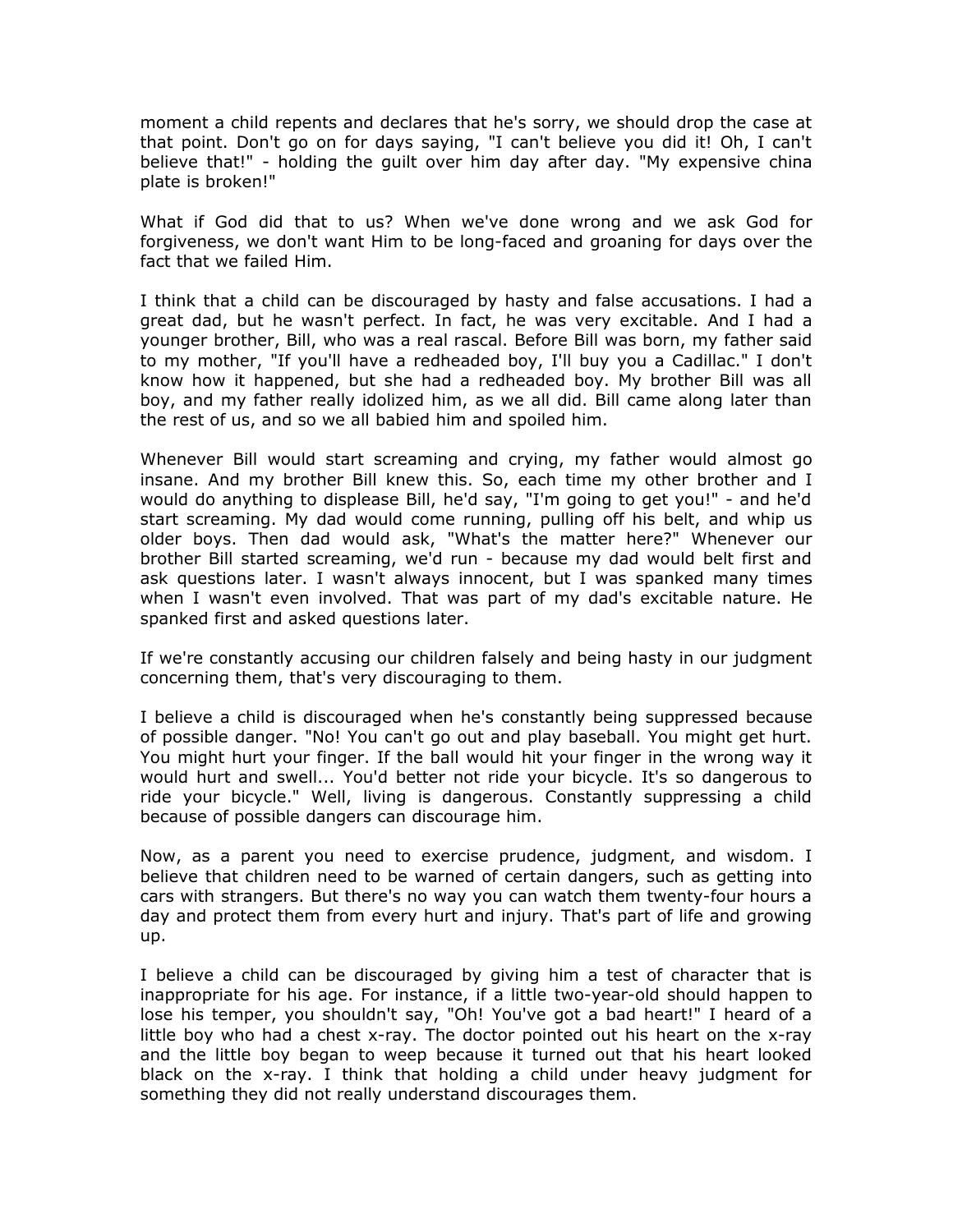moment a child repents and declares that he's sorry, we should drop the case at that point. Don't go on for days saying, "I can't believe you did it! Oh, I can't believe that!" - holding the guilt over him day after day. "My expensive china plate is broken!"

What if God did that to us? When we've done wrong and we ask God for forgiveness, we don't want Him to be long-faced and groaning for days over the fact that we failed Him.

I think that a child can be discouraged by hasty and false accusations. I had a great dad, but he wasn't perfect. In fact, he was very excitable. And I had a younger brother, Bill, who was a real rascal. Before Bill was born, my father said to my mother, "If you'll have a redheaded boy, I'll buy you a Cadillac." I don't know how it happened, but she had a redheaded boy. My brother Bill was all boy, and my father really idolized him, as we all did. Bill came along later than the rest of us, and so we all babied him and spoiled him.

Whenever Bill would start screaming and crying, my father would almost go insane. And my brother Bill knew this. So, each time my other brother and I would do anything to displease Bill, he'd say, "I'm going to get you!" - and he'd start screaming. My dad would come running, pulling off his belt, and whip us older boys. Then dad would ask, "What's the matter here?" Whenever our brother Bill started screaming, we'd run - because my dad would belt first and ask questions later. I wasn't always innocent, but I was spanked many times when I wasn't even involved. That was part of my dad's excitable nature. He spanked first and asked questions later.

If we're constantly accusing our children falsely and being hasty in our judgment concerning them, that's very discouraging to them.

I believe a child is discouraged when he's constantly being suppressed because of possible danger. "No! You can't go out and play baseball. You might get hurt. You might hurt your finger. If the ball would hit your finger in the wrong way it would hurt and swell... You'd better not ride your bicycle. It's so dangerous to ride your bicycle." Well, living is dangerous. Constantly suppressing a child because of possible dangers can discourage him.

Now, as a parent you need to exercise prudence, judgment, and wisdom. I believe that children need to be warned of certain dangers, such as getting into cars with strangers. But there's no way you can watch them twenty-four hours a day and protect them from every hurt and injury. That's part of life and growing up.

I believe a child can be discouraged by giving him a test of character that is inappropriate for his age. For instance, if a little two-year-old should happen to lose his temper, you shouldn't say, "Oh! You've got a bad heart!" I heard of a little boy who had a chest x-ray. The doctor pointed out his heart on the x-ray and the little boy began to weep because it turned out that his heart looked black on the x-ray. I think that holding a child under heavy judgment for something they did not really understand discourages them.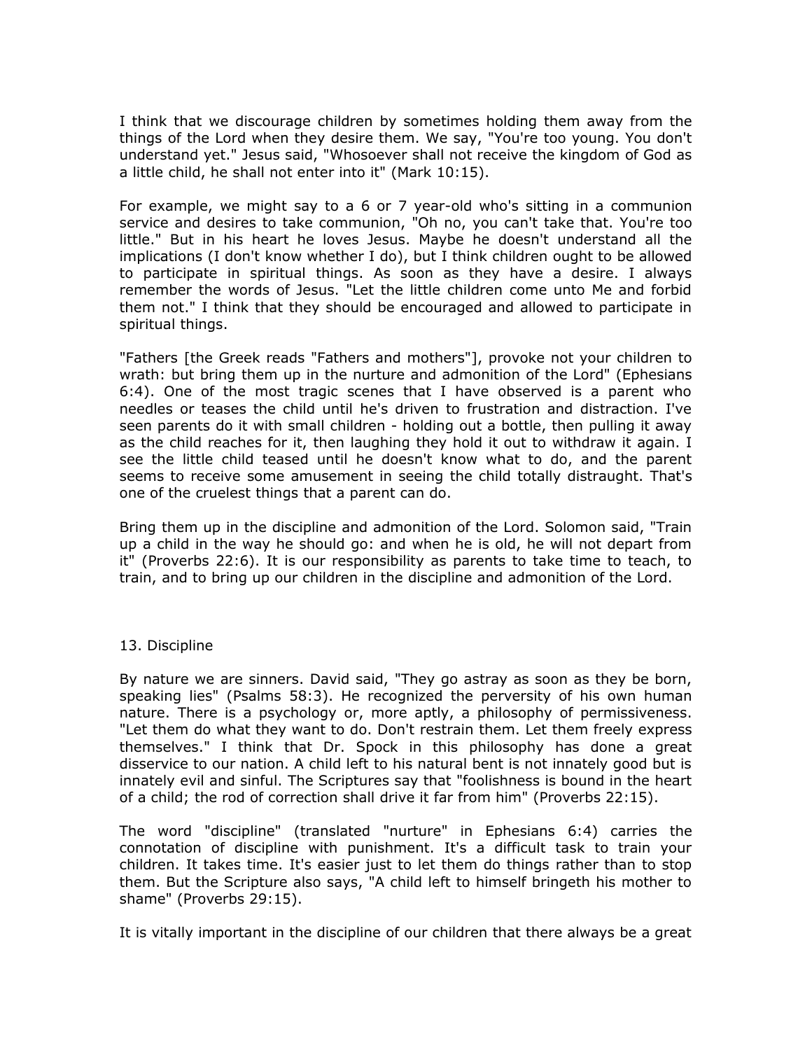I think that we discourage children by sometimes holding them away from the things of the Lord when they desire them. We say, "You're too young. You don't understand yet." Jesus said, "Whosoever shall not receive the kingdom of God as a little child, he shall not enter into it" (Mark 10:15).

For example, we might say to a 6 or 7 year-old who's sitting in a communion service and desires to take communion, "Oh no, you can't take that. You're too little." But in his heart he loves Jesus. Maybe he doesn't understand all the implications (I don't know whether I do), but I think children ought to be allowed to participate in spiritual things. As soon as they have a desire. I always remember the words of Jesus. "Let the little children come unto Me and forbid them not." I think that they should be encouraged and allowed to participate in spiritual things.

"Fathers [the Greek reads "Fathers and mothers"], provoke not your children to wrath: but bring them up in the nurture and admonition of the Lord" (Ephesians 6:4). One of the most tragic scenes that I have observed is a parent who needles or teases the child until he's driven to frustration and distraction. I've seen parents do it with small children - holding out a bottle, then pulling it away as the child reaches for it, then laughing they hold it out to withdraw it again. I see the little child teased until he doesn't know what to do, and the parent seems to receive some amusement in seeing the child totally distraught. That's one of the cruelest things that a parent can do.

Bring them up in the discipline and admonition of the Lord. Solomon said, "Train up a child in the way he should go: and when he is old, he will not depart from it" (Proverbs 22:6). It is our responsibility as parents to take time to teach, to train, and to bring up our children in the discipline and admonition of the Lord.

## 13. Discipline

By nature we are sinners. David said, "They go astray as soon as they be born, speaking lies" (Psalms 58:3). He recognized the perversity of his own human nature. There is a psychology or, more aptly, a philosophy of permissiveness. "Let them do what they want to do. Don't restrain them. Let them freely express themselves." I think that Dr. Spock in this philosophy has done a great disservice to our nation. A child left to his natural bent is not innately good but is innately evil and sinful. The Scriptures say that "foolishness is bound in the heart of a child; the rod of correction shall drive it far from him" (Proverbs 22:15).

The word "discipline" (translated "nurture" in Ephesians 6:4) carries the connotation of discipline with punishment. It's a difficult task to train your children. It takes time. It's easier just to let them do things rather than to stop them. But the Scripture also says, "A child left to himself bringeth his mother to shame" (Proverbs 29:15).

It is vitally important in the discipline of our children that there always be a great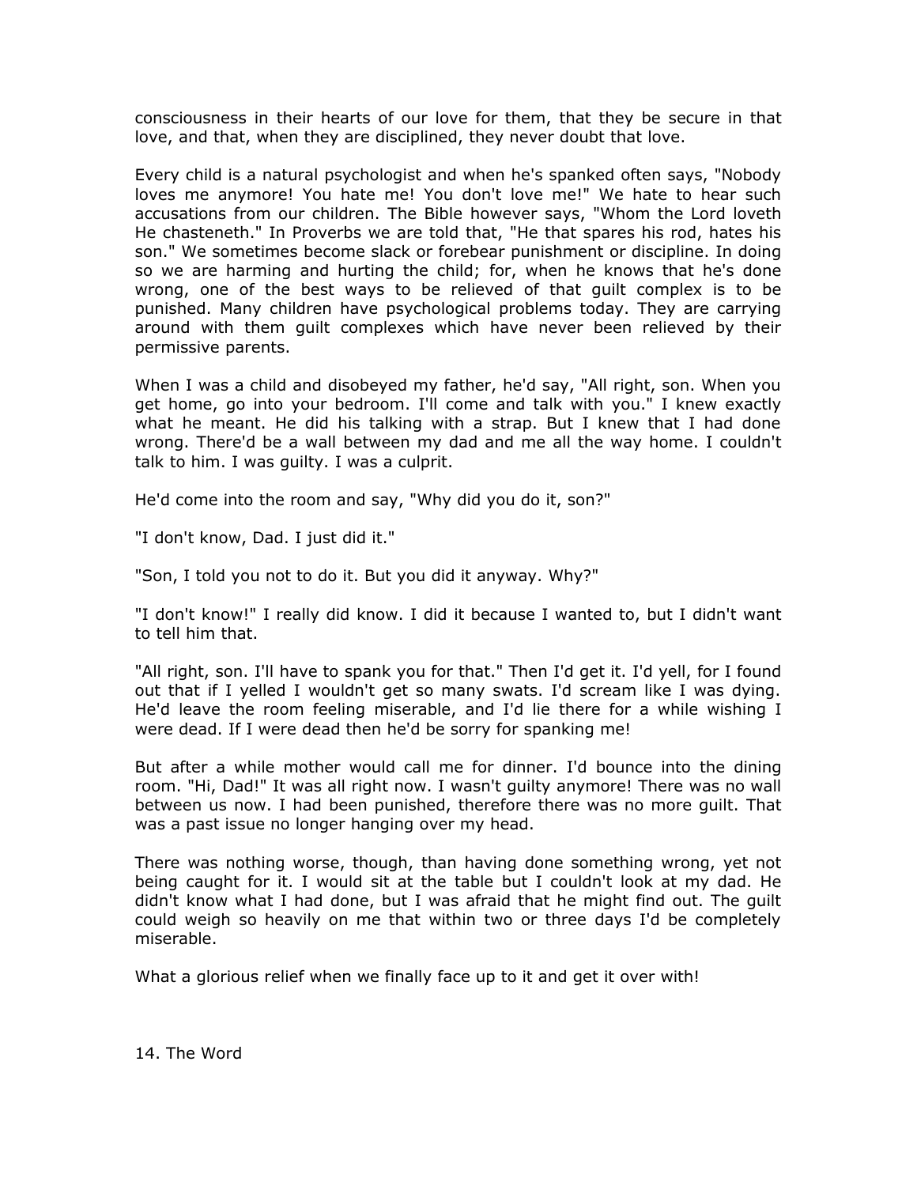consciousness in their hearts of our love for them, that they be secure in that love, and that, when they are disciplined, they never doubt that love.

Every child is a natural psychologist and when he's spanked often says, "Nobody loves me anymore! You hate me! You don't love me!" We hate to hear such accusations from our children. The Bible however says, "Whom the Lord loveth He chasteneth." In Proverbs we are told that, "He that spares his rod, hates his son." We sometimes become slack or forebear punishment or discipline. In doing so we are harming and hurting the child; for, when he knows that he's done wrong, one of the best ways to be relieved of that guilt complex is to be punished. Many children have psychological problems today. They are carrying around with them guilt complexes which have never been relieved by their permissive parents.

When I was a child and disobeyed my father, he'd say, "All right, son. When you get home, go into your bedroom. I'll come and talk with you." I knew exactly what he meant. He did his talking with a strap. But I knew that I had done wrong. There'd be a wall between my dad and me all the way home. I couldn't talk to him. I was guilty. I was a culprit.

He'd come into the room and say, "Why did you do it, son?"

"I don't know, Dad. I just did it."

"Son, I told you not to do it. But you did it anyway. Why?"

"I don't know!" I really did know. I did it because I wanted to, but I didn't want to tell him that.

"All right, son. I'll have to spank you for that." Then I'd get it. I'd yell, for I found out that if I yelled I wouldn't get so many swats. I'd scream like I was dying. He'd leave the room feeling miserable, and I'd lie there for a while wishing I were dead. If I were dead then he'd be sorry for spanking me!

But after a while mother would call me for dinner. I'd bounce into the dining room. "Hi, Dad!" It was all right now. I wasn't guilty anymore! There was no wall between us now. I had been punished, therefore there was no more guilt. That was a past issue no longer hanging over my head.

There was nothing worse, though, than having done something wrong, yet not being caught for it. I would sit at the table but I couldn't look at my dad. He didn't know what I had done, but I was afraid that he might find out. The guilt could weigh so heavily on me that within two or three days I'd be completely miserable.

What a glorious relief when we finally face up to it and get it over with!

## 14. The Word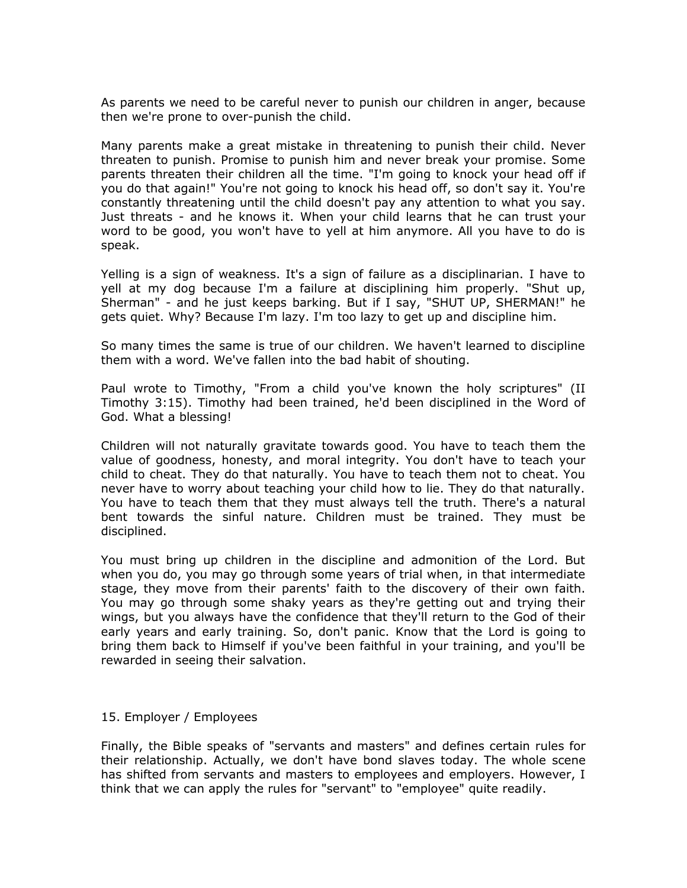As parents we need to be careful never to punish our children in anger, because then we're prone to over-punish the child.

Many parents make a great mistake in threatening to punish their child. Never threaten to punish. Promise to punish him and never break your promise. Some parents threaten their children all the time. "I'm going to knock your head off if you do that again!" You're not going to knock his head off, so don't say it. You're constantly threatening until the child doesn't pay any attention to what you say. Just threats - and he knows it. When your child learns that he can trust your word to be good, you won't have to yell at him anymore. All you have to do is speak.

Yelling is a sign of weakness. It's a sign of failure as a disciplinarian. I have to yell at my dog because I'm a failure at disciplining him properly. "Shut up, Sherman" - and he just keeps barking. But if I say, "SHUT UP, SHERMAN!" he gets quiet. Why? Because I'm lazy. I'm too lazy to get up and discipline him.

So many times the same is true of our children. We haven't learned to discipline them with a word. We've fallen into the bad habit of shouting.

Paul wrote to Timothy, "From a child you've known the holy scriptures" (II Timothy 3:15). Timothy had been trained, he'd been disciplined in the Word of God. What a blessing!

Children will not naturally gravitate towards good. You have to teach them the value of goodness, honesty, and moral integrity. You don't have to teach your child to cheat. They do that naturally. You have to teach them not to cheat. You never have to worry about teaching your child how to lie. They do that naturally. You have to teach them that they must always tell the truth. There's a natural bent towards the sinful nature. Children must be trained. They must be disciplined.

You must bring up children in the discipline and admonition of the Lord. But when you do, you may go through some years of trial when, in that intermediate stage, they move from their parents' faith to the discovery of their own faith. You may go through some shaky years as they're getting out and trying their wings, but you always have the confidence that they'll return to the God of their early years and early training. So, don't panic. Know that the Lord is going to bring them back to Himself if you've been faithful in your training, and you'll be rewarded in seeing their salvation.

## 15. Employer / Employees

Finally, the Bible speaks of "servants and masters" and defines certain rules for their relationship. Actually, we don't have bond slaves today. The whole scene has shifted from servants and masters to employees and employers. However, I think that we can apply the rules for "servant" to "employee" quite readily.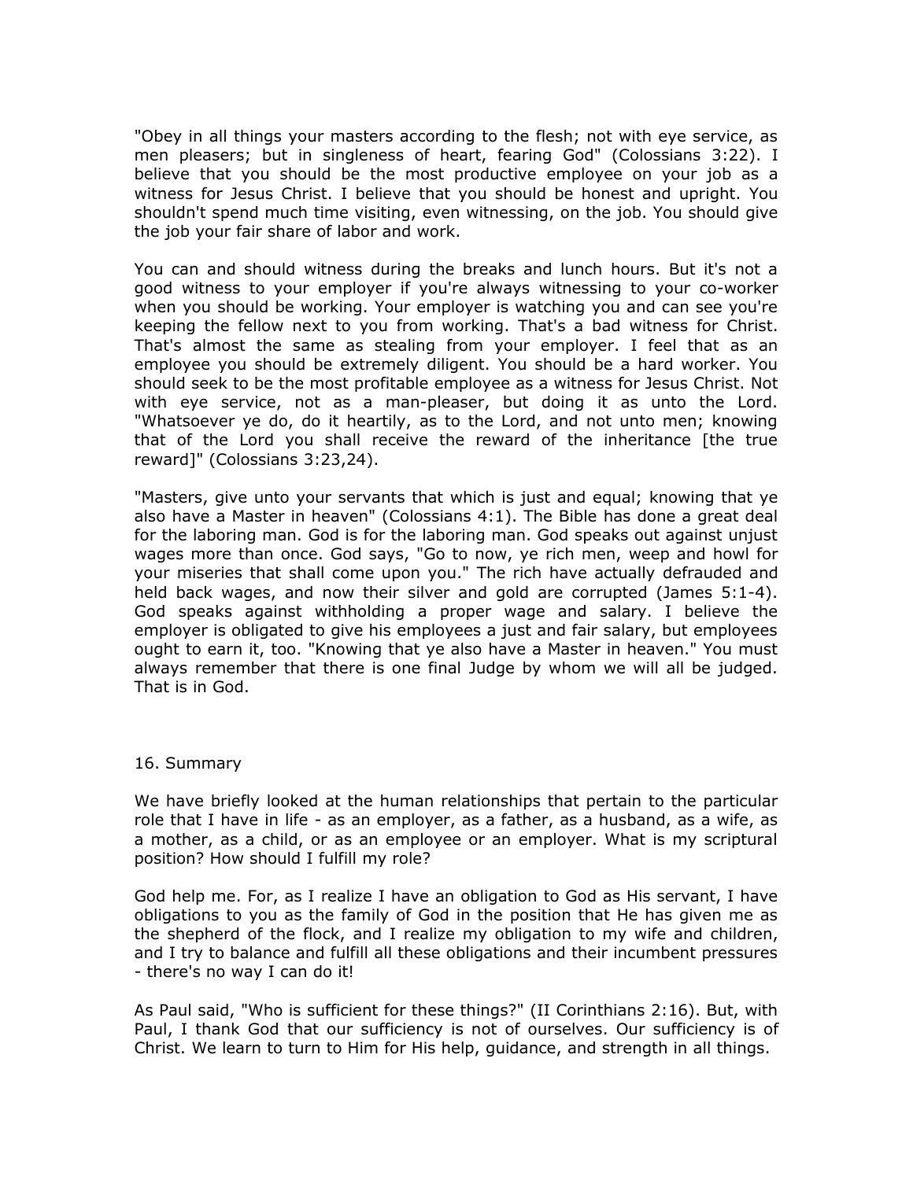"Obey in all things your masters according to the flesh; not with eye service, as men pleasers; but in singleness of heart, fearing God" (Colossians 3:22). I believe that you should be the most productive employee on your job as a witness for Jesus Christ. I believe that you should be honest and upright. You shouldn't spend much time visiting, even witnessing, on the job. You should give the job your fair share of labor and work.

You can and should witness during the breaks and lunch hours. But it's not a good witness to your employer if you're always witnessing to your co-worker when you should be working. Your employer is watching you and can see you're keeping the fellow next to you from working. That's a bad witness for Christ. That's almost the same as stealing from your employer. I feel that as an employee you should be extremely diligent. You should be a hard worker. You should seek to be the most profitable employee as a witness for Jesus Christ. Not with eye service, not as a man-pleaser, but doing it as unto the Lord. "Whatsoever ye do, do it heartily, as to the Lord, and not unto men; knowing that of the Lord you shall receive the reward of the inheritance [the true reward]" (Colossians 3:23,24).

"Masters, give unto your servants that which is just and equal; knowing that ye also have a Master in heaven" (Colossians 4:1). The Bible has done a great deal for the laboring man. God is for the laboring man. God speaks out against unjust wages more than once. God says, "Go to now, ye rich men, weep and howl for your miseries that shall come upon you." The rich have actually defrauded and held back wages, and now their silver and gold are corrupted (James 5:1-4). God speaks against withholding a proper wage and salary. I believe the employer is obligated to give his employees a just and fair salary, but employees ought to earn it, too. "Knowing that ye also have a Master in heaven." You must always remember that there is one final Judge by whom we will all be judged. That is in God.

## 16. Summary

We have briefly looked at the human relationships that pertain to the particular role that I have in life - as an employer, as a father, as a husband, as a wife, as a mother, as a child, or as an employee or an employer. What is my scriptural position? How should I fulfill my role?

God help me. For, as I realize I have an obligation to God as His servant, I have obligations to you as the family of God in the position that He has given me as the shepherd of the flock, and I realize my obligation to my wife and children, and I try to balance and fulfill all these obligations and their incumbent pressures - there's no way I can do it!

As Paul said, "Who is sufficient for these things?" (II Corinthians 2:16). But, with Paul, I thank God that our sufficiency is not of ourselves. Our sufficiency is of Christ. We learn to turn to Him for His help, guidance, and strength in all things.